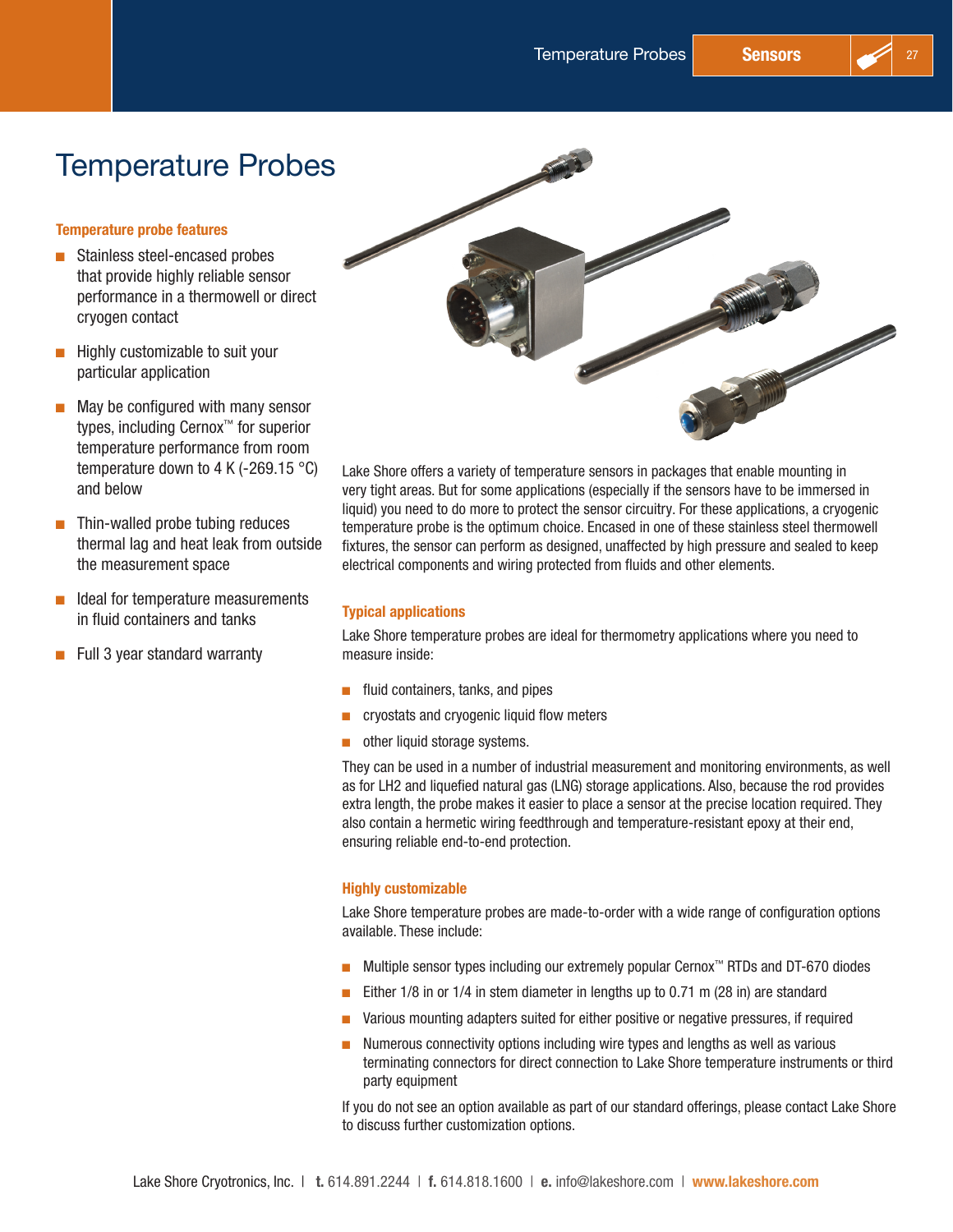# Temperature Probes

### Temperature probe features

- Stainless steel-encased probes that provide highly reliable sensor performance in a thermowell or direct cryogen contact
- Highly customizable to suit your particular application
- May be configured with many sensor types, including Cernox™ for superior temperature performance from room temperature down to 4 K (-269.15 °C) and below
- Thin-walled probe tubing reduces thermal lag and heat leak from outside the measurement space
- Ideal for temperature measurements in fluid containers and tanks
- Full 3 year standard warranty

Lake Shore offers a variety of temperature sensors in packages that enable mounting in very tight areas. But for some applications (especially if the sensors have to be immersed in liquid) you need to do more to protect the sensor circuitry. For these applications, a cryogenic temperature probe is the optimum choice. Encased in one of these stainless steel thermowell fixtures, the sensor can perform as designed, unaffected by high pressure and sealed to keep electrical components and wiring protected from fluids and other elements.

### Typical applications

Lake Shore temperature probes are ideal for thermometry applications where you need to measure inside:

- fluid containers, tanks, and pipes
- cryostats and cryogenic liquid flow meters
- other liquid storage systems.

They can be used in a number of industrial measurement and monitoring environments, as well as for LH2 and liquefied natural gas (LNG) storage applications. Also, because the rod provides extra length, the probe makes it easier to place a sensor at the precise location required. They also contain a hermetic wiring feedthrough and temperature-resistant epoxy at their end, ensuring reliable end-to-end protection.

### Highly customizable

Lake Shore temperature probes are made-to-order with a wide range of configuration options available. These include:

- Multiple sensor types including our extremely popular Cernox™ RTDs and DT-670 diodes
- Either 1/8 in or 1/4 in stem diameter in lengths up to 0.71 m (28 in) are standard
- Various mounting adapters suited for either positive or negative pressures, if required
- Numerous connectivity options including wire types and lengths as well as various terminating connectors for direct connection to Lake Shore temperature instruments or third party equipment

If you do not see an option available as part of our standard offerings, please contact Lake Shore to discuss further customization options.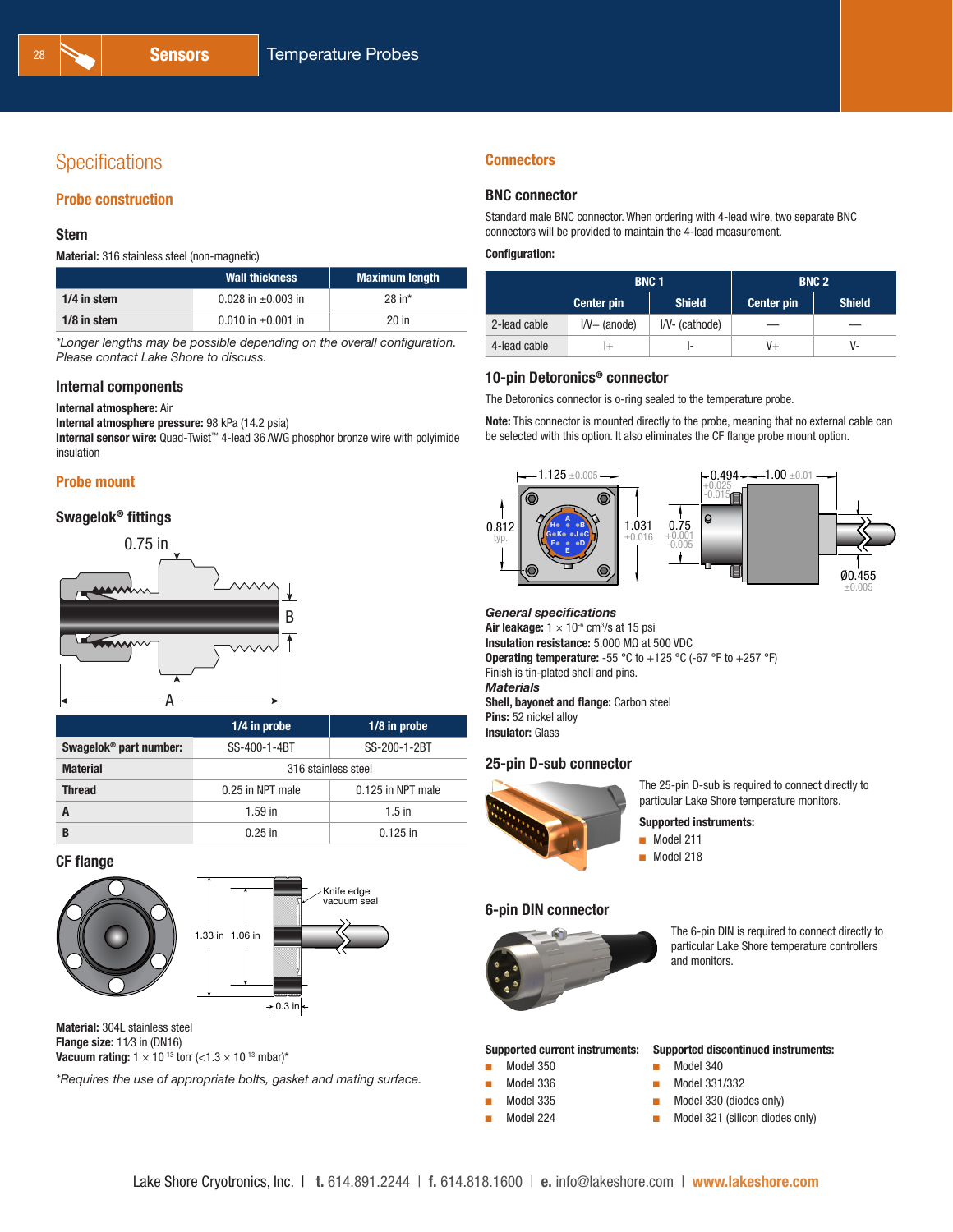# Specifications

## Probe construction

### Stem

**Material:** 316 stainless steel (non-magnetic)

| | Wall thickness | Maximum length |
|---|---|---|
| **1/4 in stem** | 0.028 in ±0.003 in | 28 in* |
| **1/8 in stem** | 0.010 in ±0.001 in | 20 in |

*Longer lengths may be possible depending on the overall configuration. Please contact Lake Shore to discuss.*

### Internal components

**Internal atmosphere:** Air
**Internal atmosphere pressure:** 98 kPa (14.2 psia)
**Internal sensor wire:** Quad-Twist™ 4-lead 36 AWG phosphor bronze wire with polyimide insulation

## Probe mount

### Swagelok® fittings

| | 1/4 in probe | 1/8 in probe |
|---|---|---|
| **Swagelok® part number:** | SS-400-1-4BT | SS-200-1-2BT |
| **Material** | 316 stainless steel | |
| **Thread** | 0.25 in NPT male | 0.125 in NPT male |
| **A** | 1.59 in | 1.5 in |
| **B** | 0.25 in | 0.125 in |

### CF flange

**Material:** 304L stainless steel
**Flange size:** 1⅓ in (DN16)
**Vacuum rating:** $1 \times 10^{-13}$ torr ($<1.3 \times 10^{-13}$ mbar)*

*Requires the use of appropriate bolts, gasket and mating surface.*

## Connectors

### BNC connector

Standard male BNC connector. When ordering with 4-lead wire, two separate BNC connectors will be provided to maintain the 4-lead measurement.

**Configuration:**

| | BNC 1 | | BNC 2 | |
|---|---|---|---|---|
| | Center pin | Shield | Center pin | Shield |
| 2-lead cable | I/V+ (anode) | I/V- (cathode) | — | — |
| 4-lead cable | I+ | I- | V+ | V- |

### 10-pin Detoronics® connector

The Detoronics connector is o-ring sealed to the temperature probe.

**Note:** This connector is mounted directly to the probe, meaning that no external cable can be selected with this option. It also eliminates the CF flange probe mount option.

***General specifications***
**Air leakage:** $1 \times 10^{-6}$ cm³/s at 15 psi
**Insulation resistance:** 5,000 MΩ at 500 VDC
**Operating temperature:** -55 °C to +125 °C (-67 °F to +257 °F)
Finish is tin-plated shell and pins.
***Materials***
**Shell, bayonet and flange:** Carbon steel
**Pins:** 52 nickel alloy
**Insulator:** Glass

### 25-pin D-sub connector

The 25-pin D-sub is required to connect directly to particular Lake Shore temperature monitors.

**Supported instruments:**
- Model 211
- Model 218

### 6-pin DIN connector

The 6-pin DIN is required to connect directly to particular Lake Shore temperature controllers and monitors.

**Supported current instruments:**
- Model 350
- Model 336
- Model 335
- Model 224

**Supported discontinued instruments:**
- Model 340
- Model 331/332
- Model 330 (diodes only)
- Model 321 (silicon diodes only)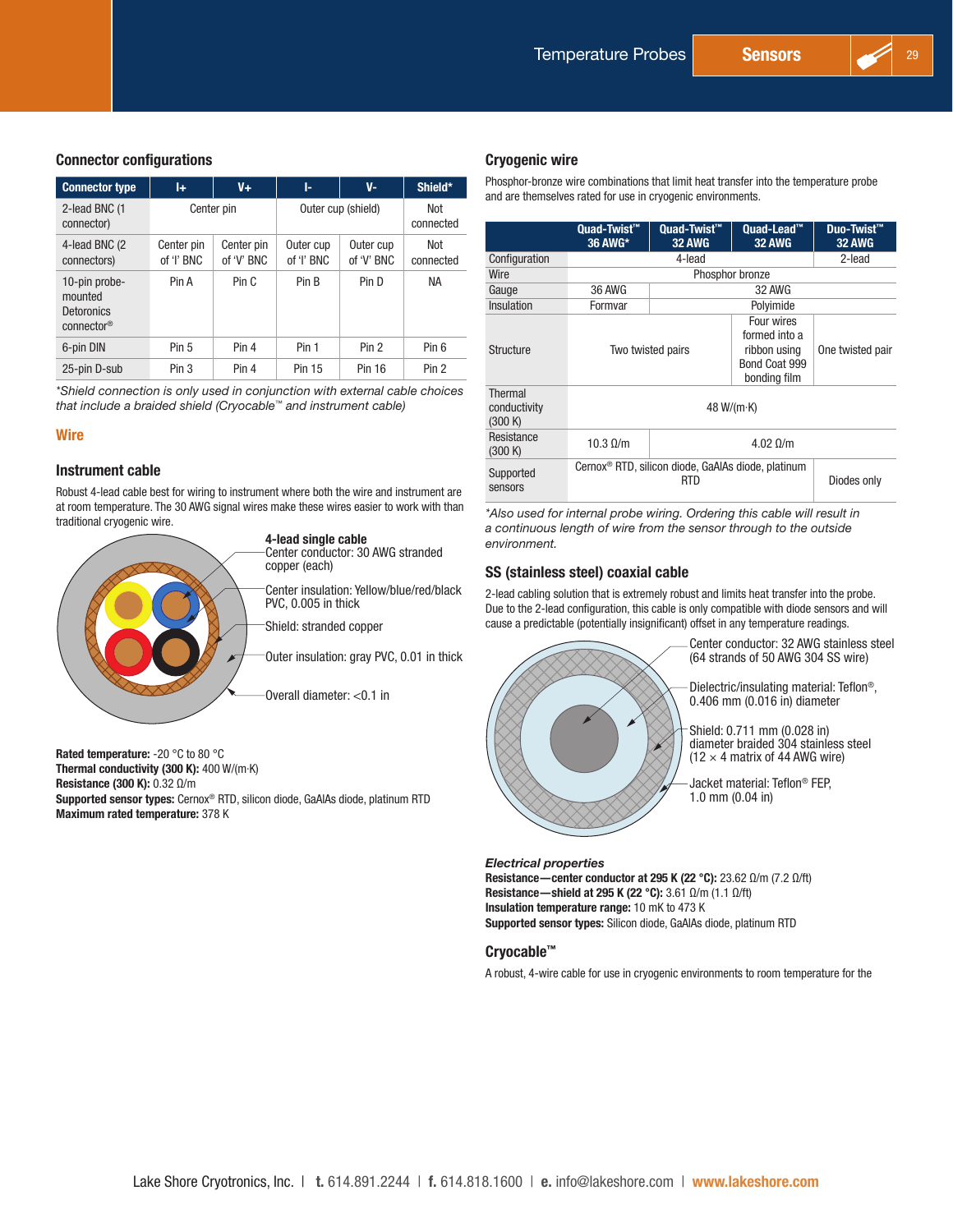## Connector configurations

| Connector type | I+ | V+ | I- | V- | Shield* |
|---|---|---|---|---|---|
| 2-lead BNC (1 connector) | Center pin | | Outer cup (shield) | | Not connected |
| 4-lead BNC (2 connectors) | Center pin of 'I' BNC | Center pin of 'V' BNC | Outer cup of 'I' BNC | Outer cup of 'V' BNC | Not connected |
| 10-pin probe-mounted Detoronics connector® | Pin A | Pin C | Pin B | Pin D | NA |
| 6-pin DIN | Pin 5 | Pin 4 | Pin 1 | Pin 2 | Pin 6 |
| 25-pin D-sub | Pin 3 | Pin 4 | Pin 15 | Pin 16 | Pin 2 |

*\*Shield connection is only used in conjunction with external cable choices that include a braided shield (Cryocable™ and instrument cable)*

## Wire

### Instrument cable

Robust 4-lead cable best for wiring to instrument where both the wire and instrument are at room temperature. The 30 AWG signal wires make these wires easier to work with than traditional cryogenic wire.

**4-lead single cable**
Center conductor: 30 AWG stranded copper (each)

Center insulation: Yellow/blue/red/black PVC, 0.005 in thick

Shield: stranded copper

Outer insulation: gray PVC, 0.01 in thick

Overall diameter: <0.1 in

**Rated temperature:** -20 °C to 80 °C
**Thermal conductivity (300 K):** 400 W/(m·K)
**Resistance (300 K):** 0.32 Ω/m
**Supported sensor types:** Cernox® RTD, silicon diode, GaAlAs diode, platinum RTD
**Maximum rated temperature:** 378 K

### Cryogenic wire

Phosphor-bronze wire combinations that limit heat transfer into the temperature probe and are themselves rated for use in cryogenic environments.

| | Quad-Twist™ 36 AWG* | Quad-Twist™ 32 AWG | Quad-Lead™ 32 AWG | Duo-Twist™ 32 AWG |
|---|---|---|---|---|
| Configuration | 4-lead | | | 2-lead |
| Wire | Phosphor bronze | | | |
| Gauge | 36 AWG | 32 AWG | | |
| Insulation | Formvar | Polyimide | | |
| Structure | Two twisted pairs | | Four wires formed into a ribbon using Bond Coat 999 bonding film | One twisted pair |
| Thermal conductivity (300 K) | 48 W/(m·K) | | | |
| Resistance (300 K) | 10.3 Ω/m | 4.02 Ω/m | | |
| Supported sensors | Cernox® RTD, silicon diode, GaAlAs diode, platinum RTD | | | Diodes only |

*\*Also used for internal probe wiring. Ordering this cable will result in a continuous length of wire from the sensor through to the outside environment.*

### SS (stainless steel) coaxial cable

2-lead cabling solution that is extremely robust and limits heat transfer into the probe. Due to the 2-lead configuration, this cable is only compatible with diode sensors and will cause a predictable (potentially insignificant) offset in any temperature readings.

Center conductor: 32 AWG stainless steel (64 strands of 50 AWG 304 SS wire)

Dielectric/insulating material: Teflon®, 0.406 mm (0.016 in) diameter

Shield: 0.711 mm (0.028 in) diameter braided 304 stainless steel (12 × 4 matrix of 44 AWG wire)

Jacket material: Teflon® FEP, 1.0 mm (0.04 in)

***Electrical properties***
**Resistance—center conductor at 295 K (22 °C):** 23.62 Ω/m (7.2 Ω/ft)
**Resistance—shield at 295 K (22 °C):** 3.61 Ω/m (1.1 Ω/ft)
**Insulation temperature range:** 10 mK to 473 K
**Supported sensor types:** Silicon diode, GaAlAs diode, platinum RTD

### Cryocable™

A robust, 4-wire cable for use in cryogenic environments to room temperature for the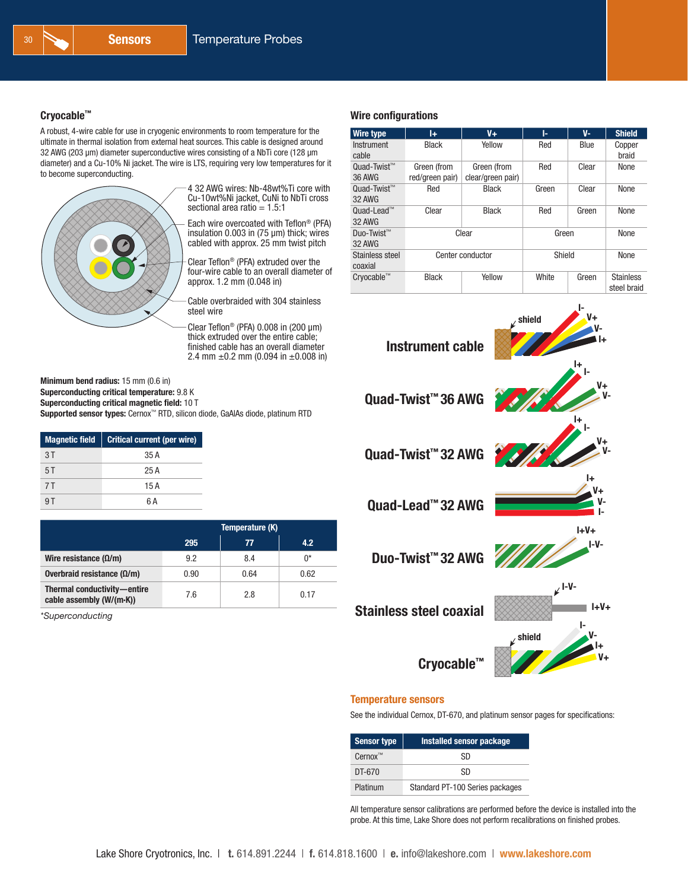## Cryocable™

A robust, 4-wire cable for use in cryogenic environments to room temperature for the ultimate in thermal isolation from external heat sources. This cable is designed around 32 AWG (203 µm) diameter superconductive wires consisting of a NbTi core (128 µm diameter) and a Cu-10% Ni jacket. The wire is LTS, requiring very low temperatures for it to become superconducting.

- 4 32 AWG wires: Nb-48wt%Ti core with Cu-10wt%Ni jacket, CuNi to NbTi cross sectional area ratio = 1.5:1
- Each wire overcoated with Teflon® (PFA) insulation 0.003 in (75 µm) thick; wires cabled with approx. 25 mm twist pitch
- Clear Teflon® (PFA) extruded over the four-wire cable to an overall diameter of approx. 1.2 mm (0.048 in)
- Cable overbraided with 304 stainless steel wire
- Clear Teflon® (PFA) 0.008 in (200 µm) thick extruded over the entire cable; finished cable has an overall diameter 2.4 mm ±0.2 mm (0.094 in ±0.008 in)

**Minimum bend radius:** 15 mm (0.6 in)
**Superconducting critical temperature:** 9.8 K
**Superconducting critical magnetic field:** 10 T
**Supported sensor types:** Cernox™ RTD, silicon diode, GaAlAs diode, platinum RTD

| Magnetic field | Critical current (per wire) |
|---|---|
| 3 T | 35 A |
| 5 T | 25 A |
| 7 T | 15 A |
| 9 T | 6 A |

| | Temperature (K) | | |
|---|---|---|---|
| | 295 | 77 | 4.2 |
| Wire resistance (Ω/m) | 9.2 | 8.4 | 0* |
| Overbraid resistance (Ω/m) | 0.90 | 0.64 | 0.62 |
| Thermal conductivity—entire cable assembly (W/(m·K)) | 7.6 | 2.8 | 0.17 |

*Superconducting*

## Wire configurations

| Wire type | I+ | V+ | I- | V- | Shield |
|---|---|---|---|---|---|
| Instrument cable | Black | Yellow | Red | Blue | Copper braid |
| Quad-Twist™ 36 AWG | Green (from red/green pair) | Green (from clear/green pair) | Red | Clear | None |
| Quad-Twist™ 32 AWG | Red | Black | Green | Clear | None |
| Quad-Lead™ 32 AWG | Clear | Black | Red | Green | None |
| Duo-Twist™ 32 AWG | Clear | | Green | | None |
| Stainless steel coaxial | Center conductor | | Shield | | None |
| Cryocable™ | Black | Yellow | White | Green | Stainless steel braid |

**Instrument cable** — shield; I-, V+, V-, I+

**Quad-Twist™ 36 AWG** — I+, I-, V+, V-

**Quad-Twist™ 32 AWG** — I+, I-, V+, V-

**Quad-Lead™ 32 AWG** — I+, V+, V-, I-

**Duo-Twist™ 32 AWG** — I+V+, I-V-

**Stainless steel coaxial** — I-V-, I+V+

**Cryocable™** — shield; I-, V-, I+, V+

## Temperature sensors

See the individual Cernox, DT-670, and platinum sensor pages for specifications:

| Sensor type | Installed sensor package |
|---|---|
| Cernox™ | SD |
| DT-670 | SD |
| Platinum | Standard PT-100 Series packages |

All temperature sensor calibrations are performed before the device is installed into the probe. At this time, Lake Shore does not perform recalibrations on finished probes.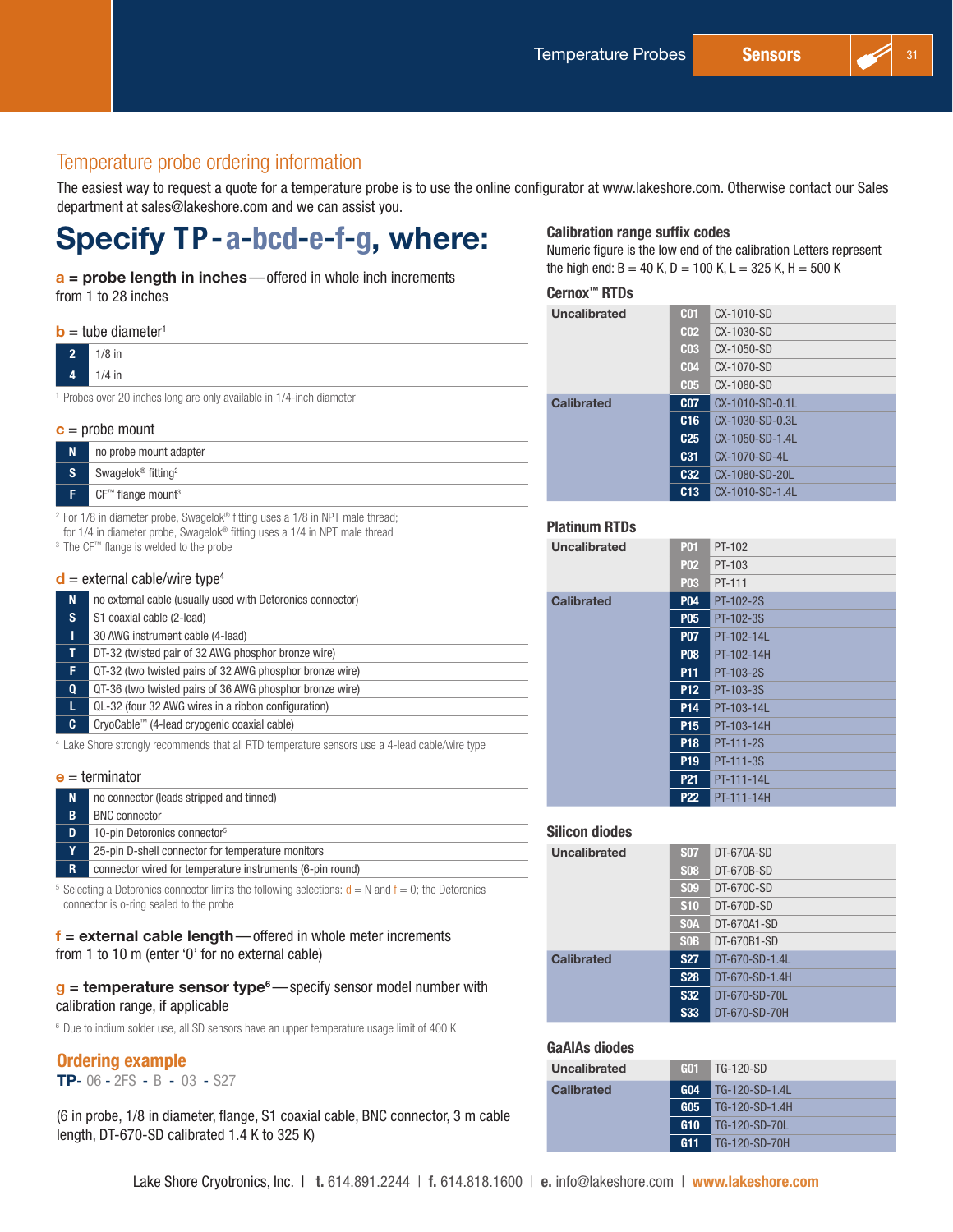## Temperature probe ordering information

The easiest way to request a quote for a temperature probe is to use the online configurator at www.lakeshore.com. Otherwise contact our Sales department at sales@lakeshore.com and we can assist you.

# Specify TP-a-bcd-e-f-g, where:

**a = probe length in inches**—offered in whole inch increments from 1 to 28 inches

**b** = tube diameter[1]

| | |
|---|---|
| **2** | 1/8 in |
| **4** | 1/4 in |

[1] Probes over 20 inches long are only available in 1/4-inch diameter

**c** = probe mount

| | |
|---|---|
| **N** | no probe mount adapter |
| **S** | Swagelok® fitting[2] |
| **F** | CF™ flange mount[3] |

[2] For 1/8 in diameter probe, Swagelok® fitting uses a 1/8 in NPT male thread; for 1/4 in diameter probe, Swagelok® fitting uses a 1/4 in NPT male thread
[3] The CF™ flange is welded to the probe

**d** = external cable/wire type[4]

| | |
|---|---|
| **N** | no external cable (usually used with Detoronics connector) |
| **S** | S1 coaxial cable (2-lead) |
| **I** | 30 AWG instrument cable (4-lead) |
| **T** | DT-32 (twisted pair of 32 AWG phosphor bronze wire) |
| **F** | QT-32 (two twisted pairs of 32 AWG phosphor bronze wire) |
| **Q** | QT-36 (two twisted pairs of 36 AWG phosphor bronze wire) |
| **L** | QL-32 (four 32 AWG wires in a ribbon configuration) |
| **C** | CryoCable™ (4-lead cryogenic coaxial cable) |

[4] Lake Shore strongly recommends that all RTD temperature sensors use a 4-lead cable/wire type

**e** = terminator

| | |
|---|---|
| **N** | no connector (leads stripped and tinned) |
| **B** | BNC connector |
| **D** | 10-pin Detoronics connector[5] |
| **Y** | 25-pin D-shell connector for temperature monitors |
| **R** | connector wired for temperature instruments (6-pin round) |

[5] Selecting a Detoronics connector limits the following selections: d = N and f = 0; the Detoronics connector is o-ring sealed to the probe

**f = external cable length**—offered in whole meter increments from 1 to 10 m (enter '0' for no external cable)

**g = temperature sensor type[6]**—specify sensor model number with calibration range, if applicable

[6] Due to indium solder use, all SD sensors have an upper temperature usage limit of 400 K

### Ordering example

**TP**- 06 - 2FS - B - 03 - S27

(6 in probe, 1/8 in diameter, flange, S1 coaxial cable, BNC connector, 3 m cable length, DT-670-SD calibrated 1.4 K to 325 K)

### Calibration range suffix codes

Numeric figure is the low end of the calibration Letters represent the high end: B = 40 K, D = 100 K, L = 325 K, H = 500 K

#### Cernox™ RTDs

| | | |
|---|---|---|
| **Uncalibrated** | **C01** | CX-1010-SD |
| | **C02** | CX-1030-SD |
| | **C03** | CX-1050-SD |
| | **C04** | CX-1070-SD |
| | **C05** | CX-1080-SD |
| **Calibrated** | **C07** | CX-1010-SD-0.1L |
| | **C16** | CX-1030-SD-0.3L |
| | **C25** | CX-1050-SD-1.4L |
| | **C31** | CX-1070-SD-4L |
| | **C32** | CX-1080-SD-20L |
| | **C13** | CX-1010-SD-1.4L |

#### Platinum RTDs

| | | |
|---|---|---|
| **Uncalibrated** | **P01** | PT-102 |
| | **P02** | PT-103 |
| | **P03** | PT-111 |
| **Calibrated** | **P04** | PT-102-2S |
| | **P05** | PT-102-3S |
| | **P07** | PT-102-14L |
| | **P08** | PT-102-14H |
| | **P11** | PT-103-2S |
| | **P12** | PT-103-3S |
| | **P14** | PT-103-14L |
| | **P15** | PT-103-14H |
| | **P18** | PT-111-2S |
| | **P19** | PT-111-3S |
| | **P21** | PT-111-14L |
| | **P22** | PT-111-14H |

#### Silicon diodes

| | | |
|---|---|---|
| **Uncalibrated** | **S07** | DT-670A-SD |
| | **S08** | DT-670B-SD |
| | **S09** | DT-670C-SD |
| | **S10** | DT-670D-SD |
| | **S0A** | DT-670A1-SD |
| | **S0B** | DT-670B1-SD |
| **Calibrated** | **S27** | DT-670-SD-1.4L |
| | **S28** | DT-670-SD-1.4H |
| | **S32** | DT-670-SD-70L |
| | **S33** | DT-670-SD-70H |

#### GaAlAs diodes

| | | |
|---|---|---|
| **Uncalibrated** | **G01** | TG-120-SD |
| **Calibrated** | **G04** | TG-120-SD-1.4L |
| | **G05** | TG-120-SD-1.4H |
| | **G10** | TG-120-SD-70L |
| | **G11** | TG-120-SD-70H |